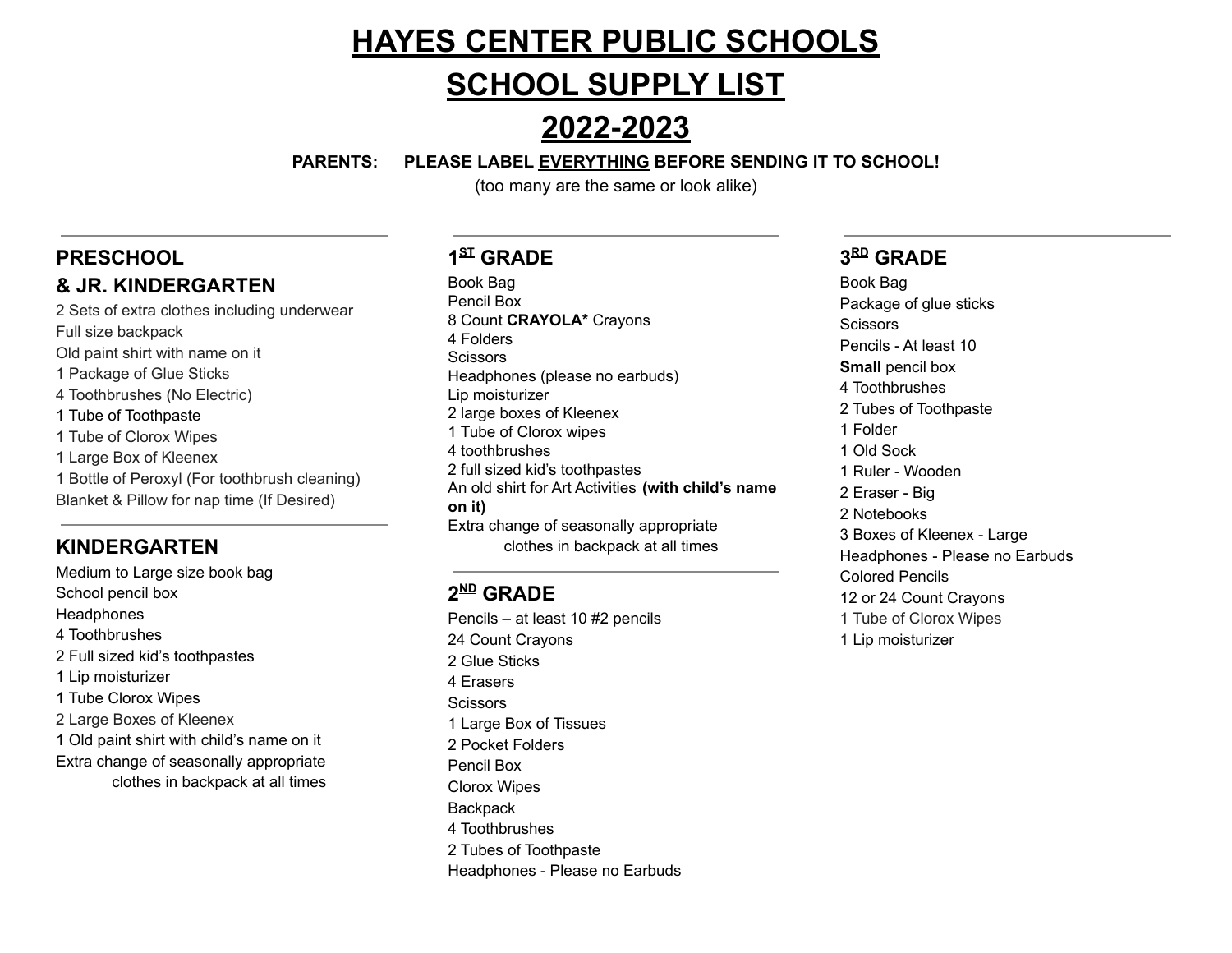# HAYES CENTER PUBLIC SCHOOLS

# SCHOOL SUPPLY LIST

# 2022-2023

**PARENTS: PLEASE LABEL EVERYTHING BEFORE SENDING IT TO SCHOOL!**

(too many are the same or look alike)

## PRESCHOOL & JR. KINDERGARTEN

- 2 Sets of extra clothes including underwear
- Full size backpack
- Old paint shirt with name on it
- 1 Package of Glue Sticks
- 4 Toothbrushes (No Electric)
- 1 Tube of Toothpaste
- 1 Tube of Clorox Wipes
- 1 Large Box of Kleenex
- 1 Bottle of Peroxyl (For toothbrush cleaning)
- Blanket & Pillow for nap time (If Desired)

## KINDERGARTEN

- Medium to Large size book bag
- School pencil box
- Headphones
- 4 Toothbrushes
- 2 Full sized kid's toothpastes
- 1 Lip moisturizer
- 1 Tube Clorox Wipes
- 2 Large Boxes of Kleenex
- 1 Old paint shirt with child's name on it
- Extra change of seasonally appropriate clothes in backpack at all times

## 1ST GRADE

- Book Bag
- Pencil Box
- 8 Count **CRAYOLA*** Crayons
- 4 Folders
- Scissors
- Headphones (please no earbuds)
- Lip moisturizer
- 2 large boxes of Kleenex
- 1 Tube of Clorox wipes
- 4 toothbrushes
- 2 full sized kid's toothpastes
- An old shirt for Art Activities **(with child's name on it)**
- Extra change of seasonally appropriate clothes in backpack at all times

## 2ND GRADE

- Pencils – at least 10 #2 pencils
- 24 Count Crayons
- 2 Glue Sticks
- 4 Erasers
- Scissors
- 1 Large Box of Tissues
- 2 Pocket Folders
- Pencil Box
- Clorox Wipes
- Backpack
- 4 Toothbrushes
- 2 Tubes of Toothpaste
- Headphones - Please no Earbuds

## 3RD GRADE

- Book Bag
- Package of glue sticks
- Scissors
- Pencils - At least 10
- **Small** pencil box
- 4 Toothbrushes
- 2 Tubes of Toothpaste
- 1 Folder
- 1 Old Sock
- 1 Ruler - Wooden
- 2 Eraser - Big
- 2 Notebooks
- 3 Boxes of Kleenex - Large
- Headphones - Please no Earbuds
- Colored Pencils
- 12 or 24 Count Crayons
- 1 Tube of Clorox Wipes
- 1 Lip moisturizer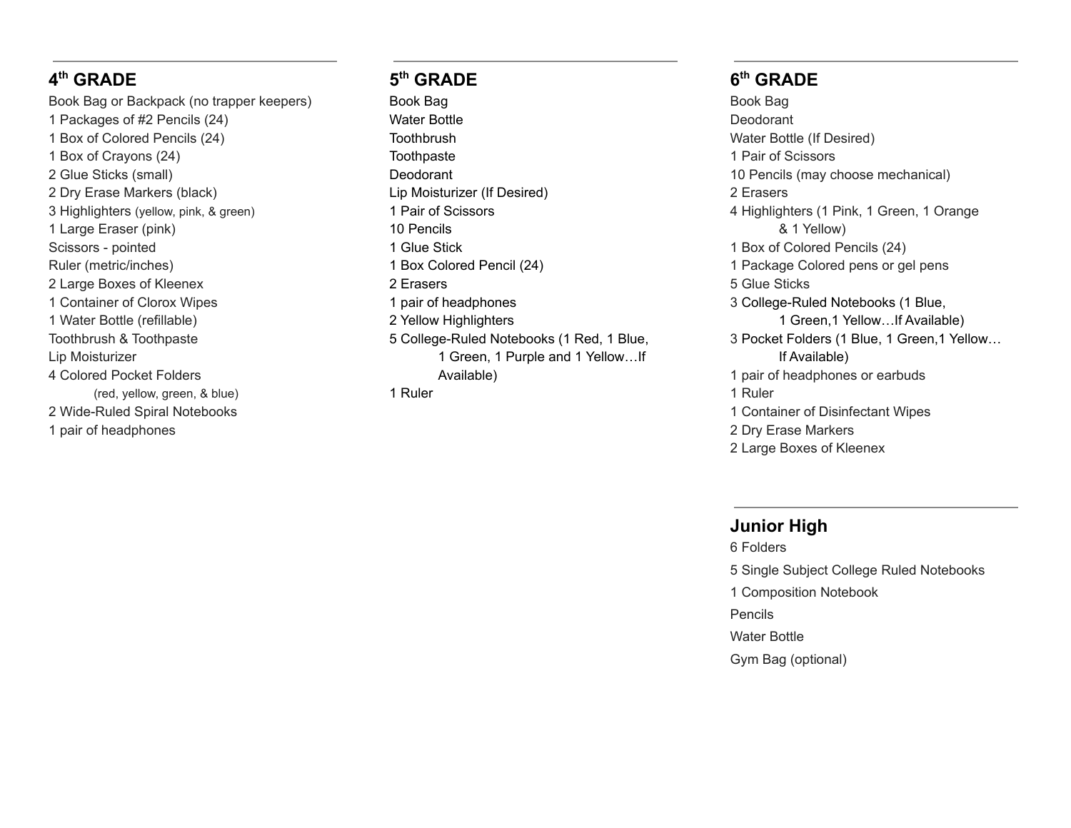## 4th GRADE

Book Bag or Backpack (no trapper keepers)
1 Packages of #2 Pencils (24)
1 Box of Colored Pencils (24)
1 Box of Crayons (24)
2 Glue Sticks (small)
2 Dry Erase Markers (black)
3 Highlighters (yellow, pink, & green)
1 Large Eraser (pink)
Scissors - pointed
Ruler (metric/inches)
2 Large Boxes of Kleenex
1 Container of Clorox Wipes
1 Water Bottle (refillable)
Toothbrush & Toothpaste
Lip Moisturizer
4 Colored Pocket Folders
(red, yellow, green, & blue)
2 Wide-Ruled Spiral Notebooks
1 pair of headphones

## 5th GRADE

Book Bag
Water Bottle
Toothbrush
Toothpaste
Deodorant
Lip Moisturizer (If Desired)
1 Pair of Scissors
10 Pencils
1 Glue Stick
1 Box Colored Pencil (24)
2 Erasers
1 pair of headphones
2 Yellow Highlighters
5 College-Ruled Notebooks (1 Red, 1 Blue, 1 Green, 1 Purple and 1 Yellow…If Available)
1 Ruler

## 6th GRADE

Book Bag
Deodorant
Water Bottle (If Desired)
1 Pair of Scissors
10 Pencils (may choose mechanical)
2 Erasers
4 Highlighters (1 Pink, 1 Green, 1 Orange & 1 Yellow)
1 Box of Colored Pencils (24)
1 Package Colored pens or gel pens
5 Glue Sticks
3 College-Ruled Notebooks (1 Blue, 1 Green,1 Yellow…If Available)
3 Pocket Folders (1 Blue, 1 Green,1 Yellow…If Available)
1 pair of headphones or earbuds
1 Ruler
1 Container of Disinfectant Wipes
2 Dry Erase Markers
2 Large Boxes of Kleenex

## Junior High

6 Folders
5 Single Subject College Ruled Notebooks
1 Composition Notebook
Pencils
Water Bottle
Gym Bag (optional)